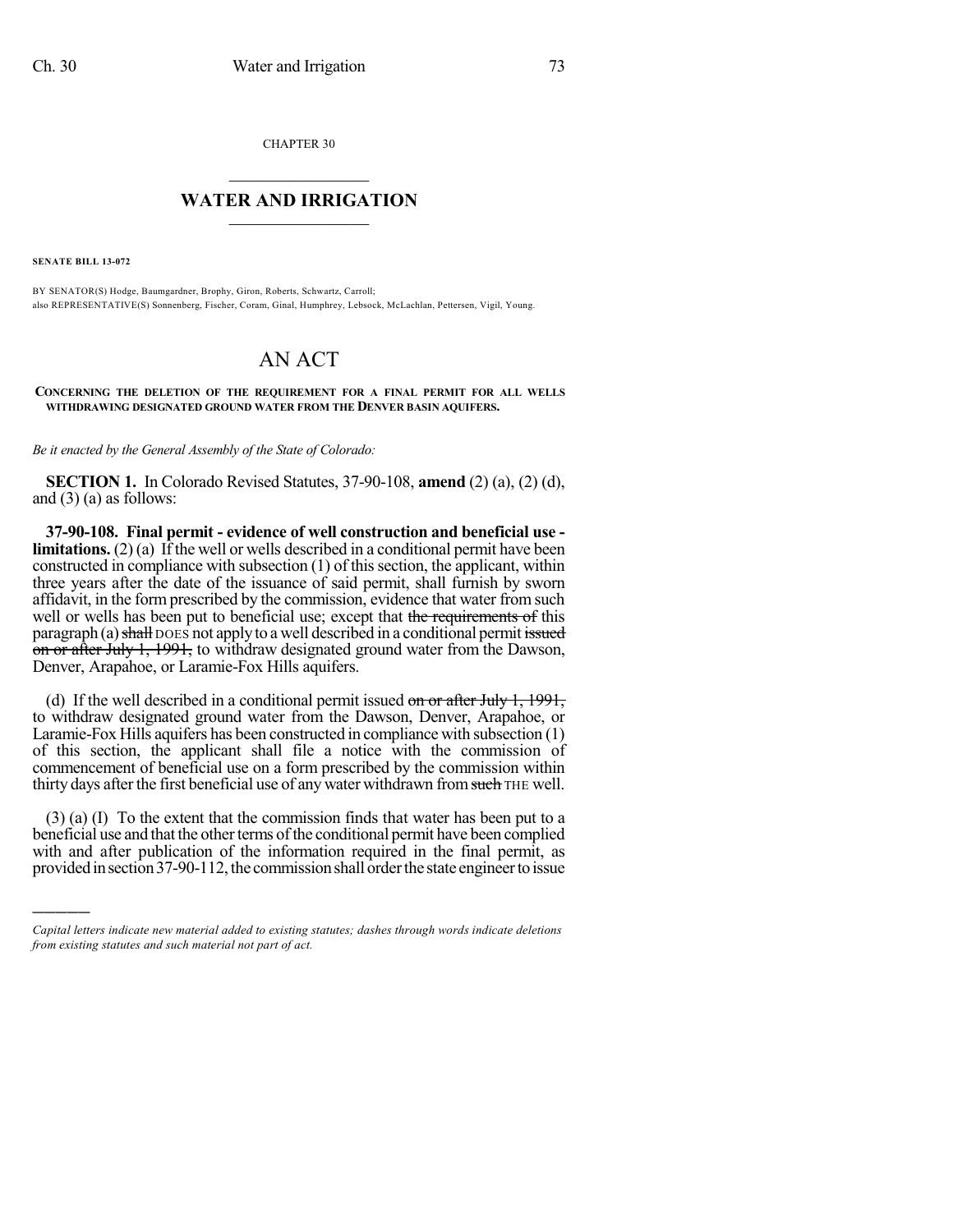CHAPTER 30

# WATER AND IRRIGATION

**SENATE BILL 13-072**

BY SENATOR(S) Hodge, Baumgardner, Brophy, Giron, Roberts, Schwartz, Carroll;
also REPRESENTATIVE(S) Sonnenberg, Fischer, Coram, Ginal, Humphrey, Lebsock, McLachlan, Pettersen, Vigil, Young.

# AN ACT

**CONCERNING THE DELETION OF THE REQUIREMENT FOR A FINAL PERMIT FOR ALL WELLS WITHDRAWING DESIGNATED GROUND WATER FROM THE DENVER BASIN AQUIFERS.**

*Be it enacted by the General Assembly of the State of Colorado:*

**SECTION 1.** In Colorado Revised Statutes, 37-90-108, **amend** (2) (a), (2) (d), and (3) (a) as follows:

**37-90-108. Final permit - evidence of well construction and beneficial use - limitations.** (2) (a) If the well or wells described in a conditional permit have been constructed in compliance with subsection (1) of this section, the applicant, within three years after the date of the issuance of said permit, shall furnish by sworn affidavit, in the form prescribed by the commission, evidence that water from such well or wells has been put to beneficial use; except that ~~the requirements of~~ this paragraph (a) ~~shall~~ DOES not apply to a well described in a conditional permit ~~issued on or after July 1, 1991,~~ to withdraw designated ground water from the Dawson, Denver, Arapahoe, or Laramie-Fox Hills aquifers.

(d) If the well described in a conditional permit issued ~~on or after July 1, 1991,~~ to withdraw designated ground water from the Dawson, Denver, Arapahoe, or Laramie-Fox Hills aquifers has been constructed in compliance with subsection (1) of this section, the applicant shall file a notice with the commission of commencement of beneficial use on a form prescribed by the commission within thirty days after the first beneficial use of any water withdrawn from ~~such~~ THE well.

(3) (a) (I) To the extent that the commission finds that water has been put to a beneficial use and that the other terms of the conditional permit have been complied with and after publication of the information required in the final permit, as provided in section 37-90-112, the commission shall order the state engineer to issue

*Capital letters indicate new material added to existing statutes; dashes through words indicate deletions from existing statutes and such material not part of act.*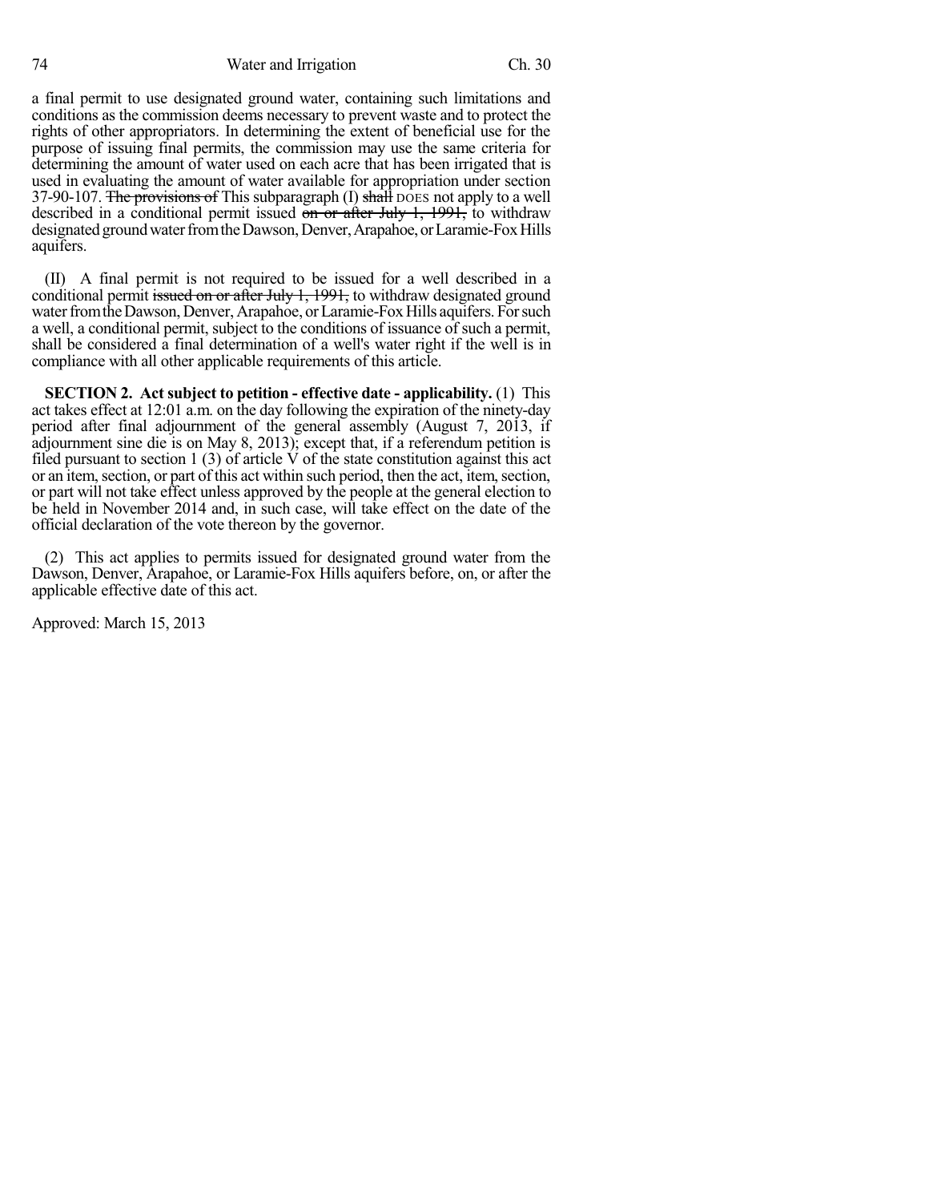a final permit to use designated ground water, containing such limitations and conditions as the commission deems necessary to prevent waste and to protect the rights of other appropriators. In determining the extent of beneficial use for the purpose of issuing final permits, the commission may use the same criteria for determining the amount of water used on each acre that has been irrigated that is used in evaluating the amount of water available for appropriation under section 37-90-107. ~~The provisions of~~ This subparagraph (I) ~~shall~~ DOES not apply to a well described in a conditional permit issued ~~on or after July 1, 1991,~~ to withdraw designated ground water from the Dawson, Denver, Arapahoe, or Laramie-Fox Hills aquifers.

(II) A final permit is not required to be issued for a well described in a conditional permit ~~issued on or after July 1, 1991,~~ to withdraw designated ground water from the Dawson, Denver, Arapahoe, or Laramie-Fox Hills aquifers. For such a well, a conditional permit, subject to the conditions of issuance of such a permit, shall be considered a final determination of a well's water right if the well is in compliance with all other applicable requirements of this article.

**SECTION 2. Act subject to petition - effective date - applicability.** (1) This act takes effect at 12:01 a.m. on the day following the expiration of the ninety-day period after final adjournment of the general assembly (August 7, 2013, if adjournment sine die is on May 8, 2013); except that, if a referendum petition is filed pursuant to section 1 (3) of article V of the state constitution against this act or an item, section, or part of this act within such period, then the act, item, section, or part will not take effect unless approved by the people at the general election to be held in November 2014 and, in such case, will take effect on the date of the official declaration of the vote thereon by the governor.

(2) This act applies to permits issued for designated ground water from the Dawson, Denver, Arapahoe, or Laramie-Fox Hills aquifers before, on, or after the applicable effective date of this act.

Approved: March 15, 2013